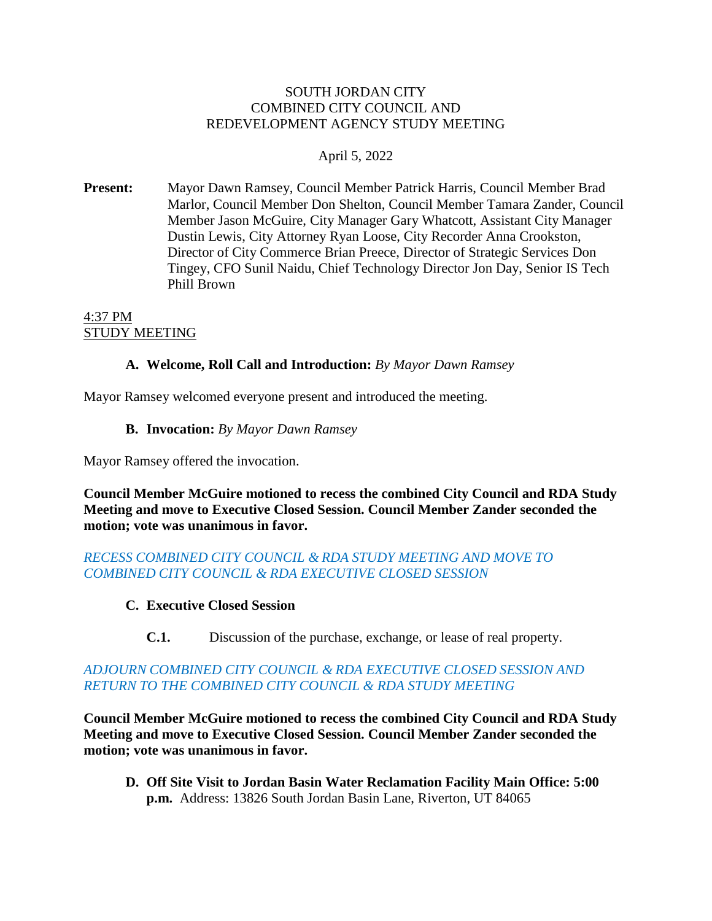SOUTH JORDAN CITY
COMBINED CITY COUNCIL AND
REDEVELOPMENT AGENCY STUDY MEETING

April 5, 2022

**Present:** Mayor Dawn Ramsey, Council Member Patrick Harris, Council Member Brad Marlor, Council Member Don Shelton, Council Member Tamara Zander, Council Member Jason McGuire, City Manager Gary Whatcott, Assistant City Manager Dustin Lewis, City Attorney Ryan Loose, City Recorder Anna Crookston, Director of City Commerce Brian Preece, Director of Strategic Services Don Tingey, CFO Sunil Naidu, Chief Technology Director Jon Day, Senior IS Tech Phill Brown

4:37 PM
STUDY MEETING

**A. Welcome, Roll Call and Introduction:** *By Mayor Dawn Ramsey*

Mayor Ramsey welcomed everyone present and introduced the meeting.

**B. Invocation:** *By Mayor Dawn Ramsey*

Mayor Ramsey offered the invocation.

**Council Member McGuire motioned to recess the combined City Council and RDA Study Meeting and move to Executive Closed Session. Council Member Zander seconded the motion; vote was unanimous in favor.**

*RECESS COMBINED CITY COUNCIL & RDA STUDY MEETING AND MOVE TO COMBINED CITY COUNCIL & RDA EXECUTIVE CLOSED SESSION*

**C. Executive Closed Session**

**C.1.** Discussion of the purchase, exchange, or lease of real property.

*ADJOURN COMBINED CITY COUNCIL & RDA EXECUTIVE CLOSED SESSION AND RETURN TO THE COMBINED CITY COUNCIL & RDA STUDY MEETING*

**Council Member McGuire motioned to recess the combined City Council and RDA Study Meeting and move to Executive Closed Session. Council Member Zander seconded the motion; vote was unanimous in favor.**

**D. Off Site Visit to Jordan Basin Water Reclamation Facility Main Office: 5:00 p.m.** Address: 13826 South Jordan Basin Lane, Riverton, UT 84065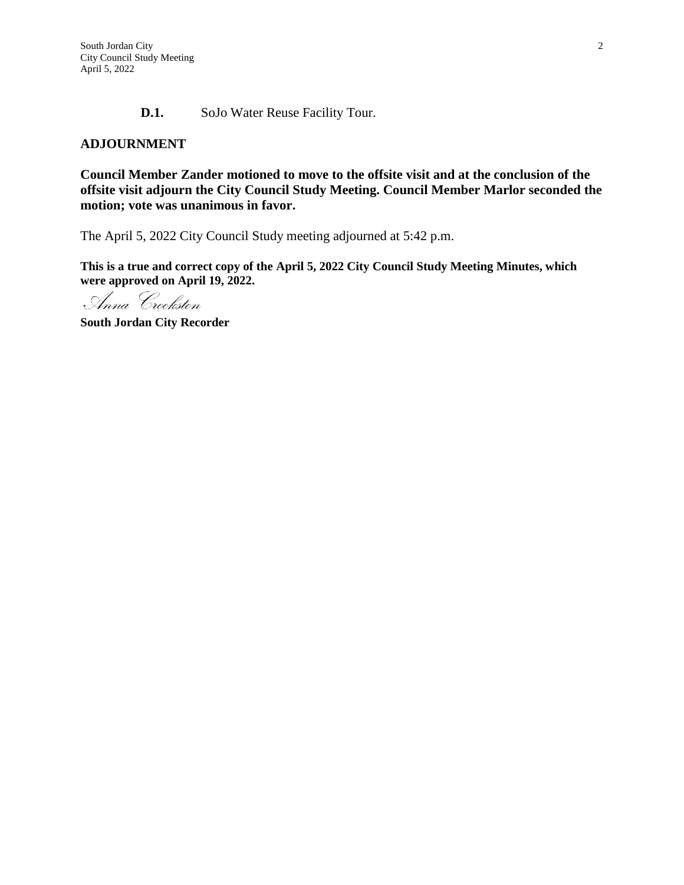**D.1.** SoJo Water Reuse Facility Tour.

## ADJOURNMENT

**Council Member Zander motioned to move to the offsite visit and at the conclusion of the offsite visit adjourn the City Council Study Meeting. Council Member Marlor seconded the motion; vote was unanimous in favor.**

The April 5, 2022 City Council Study meeting adjourned at 5:42 p.m.

**This is a true and correct copy of the April 5, 2022 City Council Study Meeting Minutes, which were approved on April 19, 2022.**

*Anna Crookston*

**South Jordan City Recorder**